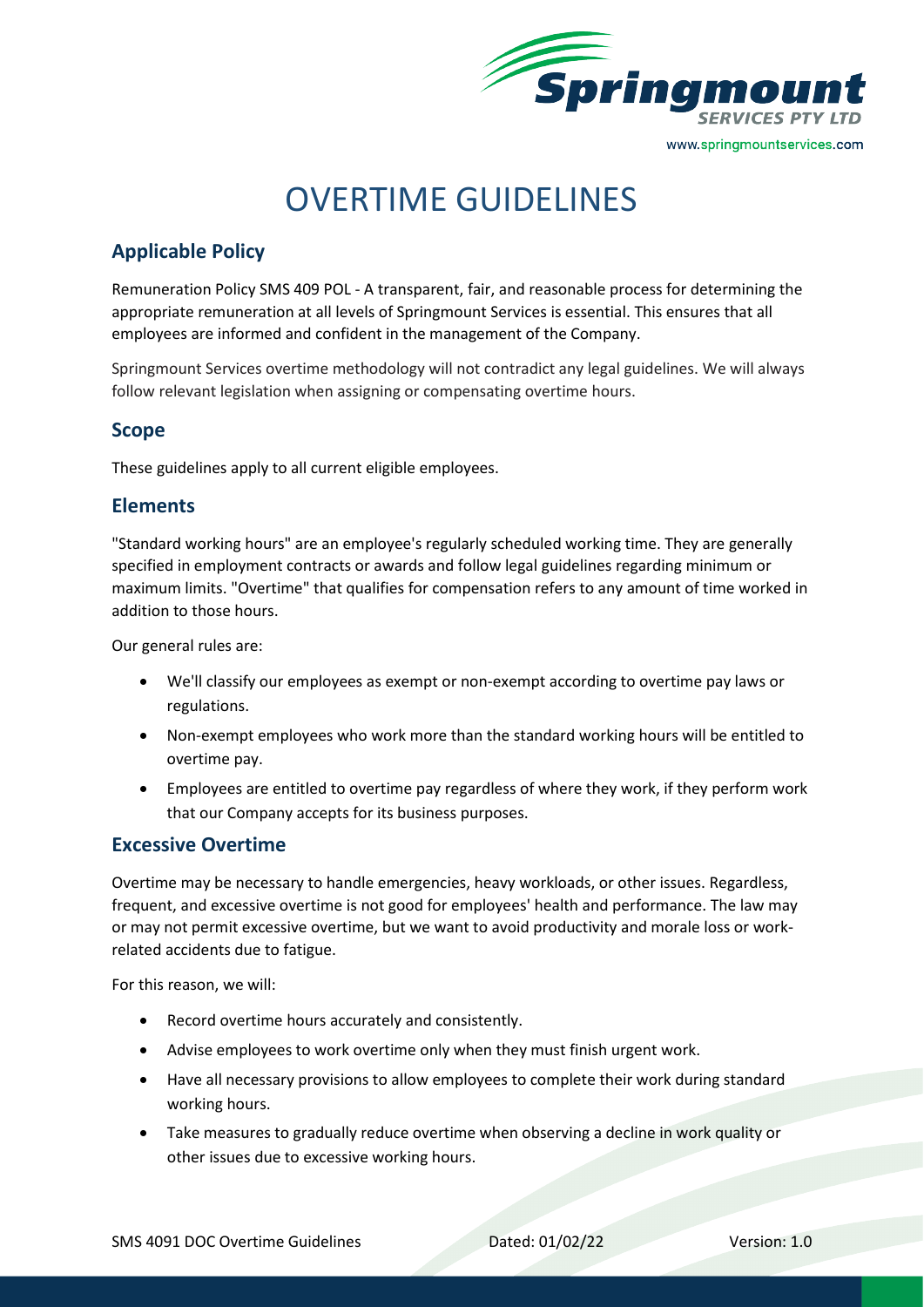# OVERTIME GUIDELINES

## Applicable Policy

Remuneration Policy SMS 409 POL - A transparent, fair, and reasonable process for determining the appropriate remuneration at all levels of Springmount Services is essential. This ensures that all employees are informed and confident in the management of the Company.

Springmount Services overtime methodology will not contradict any legal guidelines. We will always follow relevant legislation when assigning or compensating overtime hours.

## Scope

These guidelines apply to all current eligible employees.

## Elements

"Standard working hours" are an employee's regularly scheduled working time. They are generally specified in employment contracts or awards and follow legal guidelines regarding minimum or maximum limits. "Overtime" that qualifies for compensation refers to any amount of time worked in addition to those hours.

Our general rules are:

- We'll classify our employees as exempt or non-exempt according to overtime pay laws or regulations.
- Non-exempt employees who work more than the standard working hours will be entitled to overtime pay.
- Employees are entitled to overtime pay regardless of where they work, if they perform work that our Company accepts for its business purposes.

## Excessive Overtime

Overtime may be necessary to handle emergencies, heavy workloads, or other issues. Regardless, frequent, and excessive overtime is not good for employees' health and performance. The law may or may not permit excessive overtime, but we want to avoid productivity and morale loss or work-related accidents due to fatigue.

For this reason, we will:

- Record overtime hours accurately and consistently.
- Advise employees to work overtime only when they must finish urgent work.
- Have all necessary provisions to allow employees to complete their work during standard working hours.
- Take measures to gradually reduce overtime when observing a decline in work quality or other issues due to excessive working hours.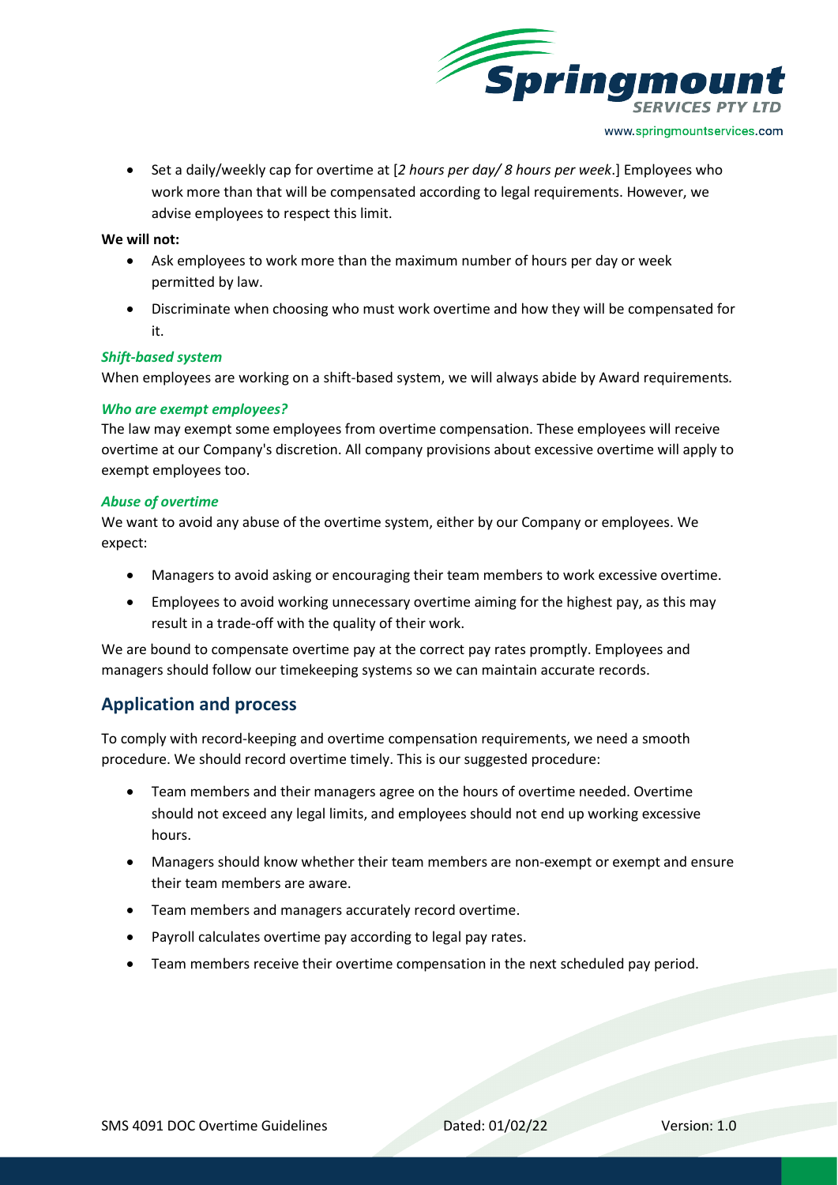- Set a daily/weekly cap for overtime at [*2 hours per day/ 8 hours per week*.] Employees who work more than that will be compensated according to legal requirements. However, we advise employees to respect this limit.

**We will not:**

- Ask employees to work more than the maximum number of hours per day or week permitted by law.
- Discriminate when choosing who must work overtime and how they will be compensated for it.

#### *Shift-based system*

When employees are working on a shift-based system, we will always abide by Award requirements.

#### *Who are exempt employees?*

The law may exempt some employees from overtime compensation. These employees will receive overtime at our Company's discretion. All company provisions about excessive overtime will apply to exempt employees too.

#### *Abuse of overtime*

We want to avoid any abuse of the overtime system, either by our Company or employees. We expect:

- Managers to avoid asking or encouraging their team members to work excessive overtime.
- Employees to avoid working unnecessary overtime aiming for the highest pay, as this may result in a trade-off with the quality of their work.

We are bound to compensate overtime pay at the correct pay rates promptly. Employees and managers should follow our timekeeping systems so we can maintain accurate records.

## Application and process

To comply with record-keeping and overtime compensation requirements, we need a smooth procedure. We should record overtime timely. This is our suggested procedure:

- Team members and their managers agree on the hours of overtime needed. Overtime should not exceed any legal limits, and employees should not end up working excessive hours.
- Managers should know whether their team members are non-exempt or exempt and ensure their team members are aware.
- Team members and managers accurately record overtime.
- Payroll calculates overtime pay according to legal pay rates.
- Team members receive their overtime compensation in the next scheduled pay period.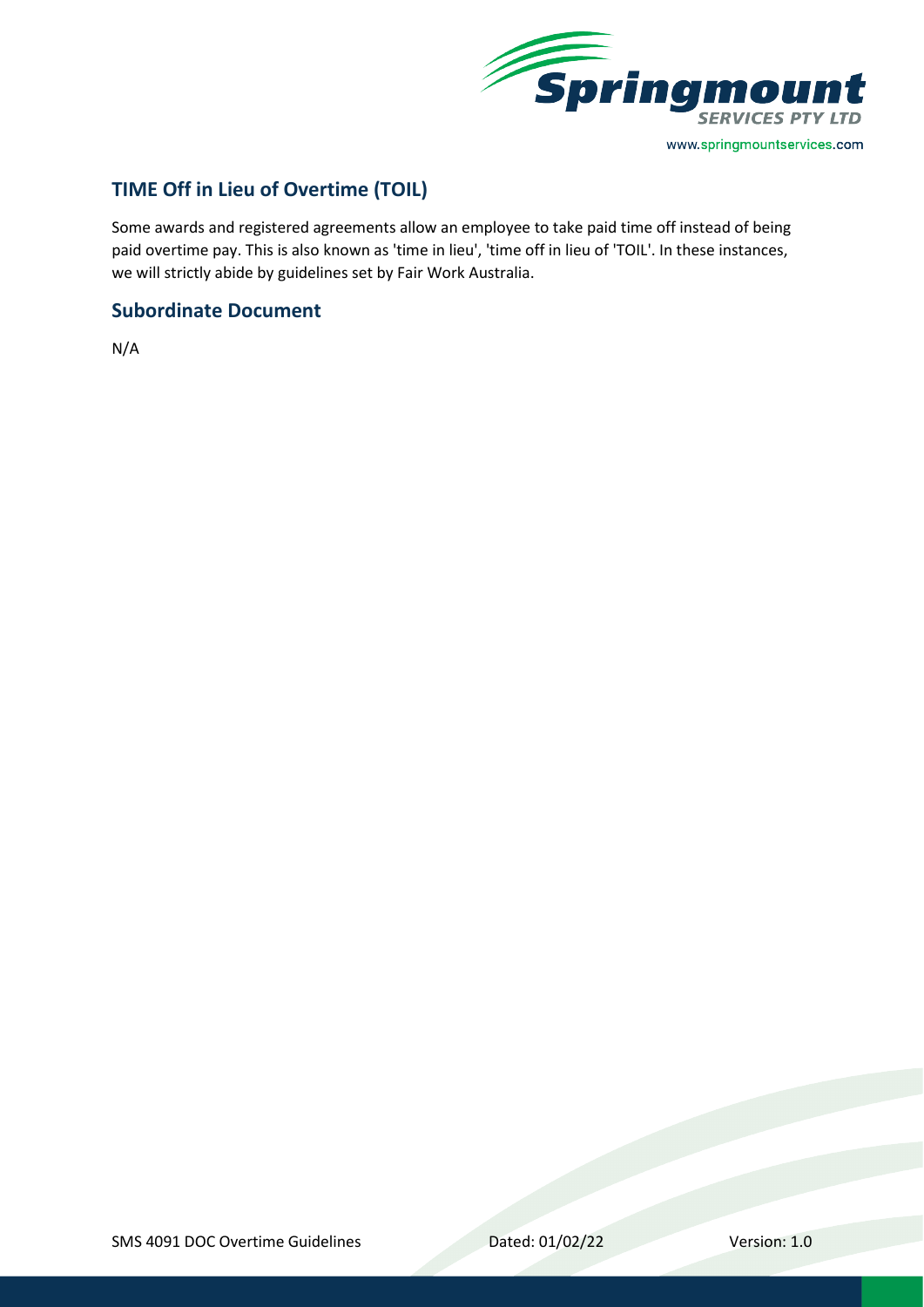## TIME Off in Lieu of Overtime (TOIL)

Some awards and registered agreements allow an employee to take paid time off instead of being paid overtime pay. This is also known as 'time in lieu', 'time off in lieu of 'TOIL'. In these instances, we will strictly abide by guidelines set by Fair Work Australia.

## Subordinate Document

N/A